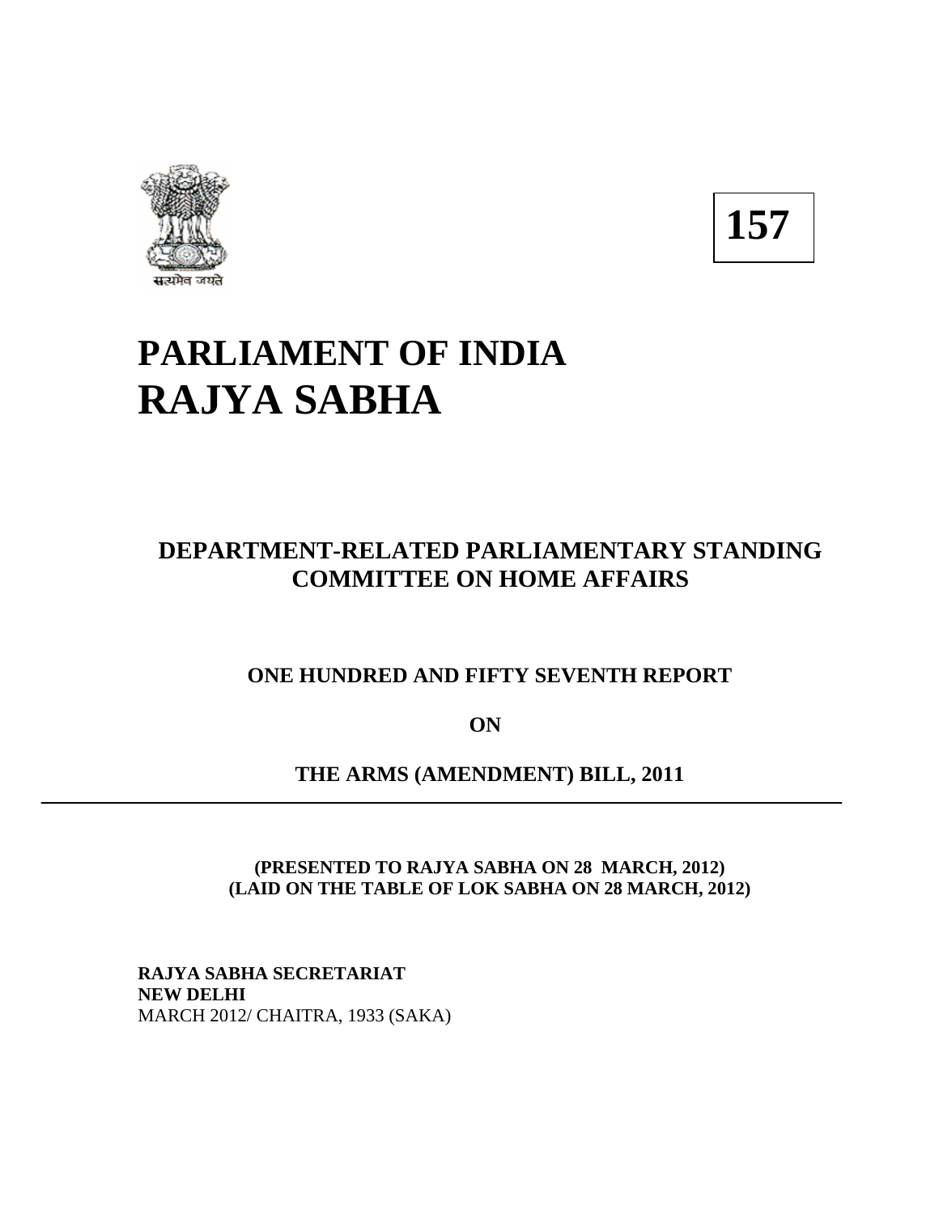सत्यमेव जयते

**157**

# PARLIAMENT OF INDIA
# RAJYA SABHA

## DEPARTMENT-RELATED PARLIAMENTARY STANDING COMMITTEE ON HOME AFFAIRS

### ONE HUNDRED AND FIFTY SEVENTH REPORT

### ON

### THE ARMS (AMENDMENT) BILL, 2011

---

**(PRESENTED TO RAJYA SABHA ON 28 MARCH, 2012)**
**(LAID ON THE TABLE OF LOK SABHA ON 28 MARCH, 2012)**

**RAJYA SABHA SECRETARIAT**
**NEW DELHI**
MARCH 2012/ CHAITRA, 1933 (SAKA)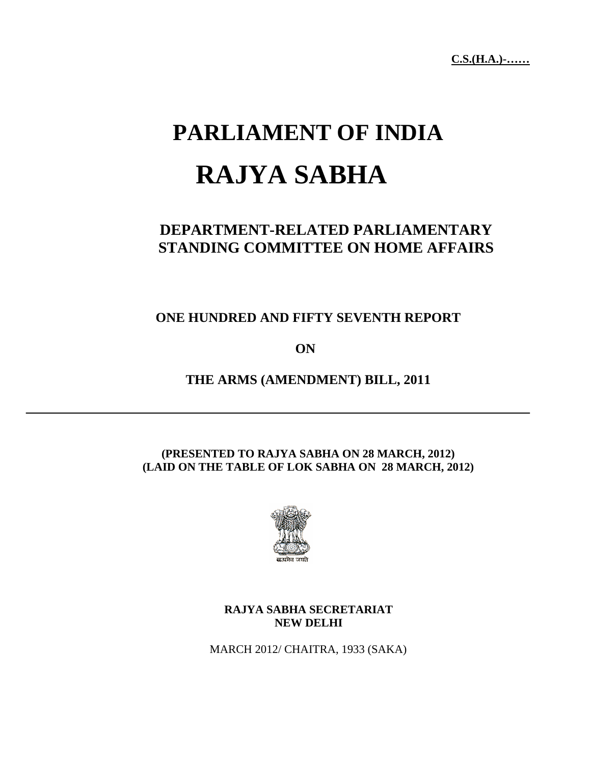**C.S.(H.A.)-……**

# PARLIAMENT OF INDIA

# RAJYA SABHA

## DEPARTMENT-RELATED PARLIAMENTARY STANDING COMMITTEE ON HOME AFFAIRS

### ONE HUNDRED AND FIFTY SEVENTH REPORT

### ON

### THE ARMS (AMENDMENT) BILL, 2011

---

**(PRESENTED TO RAJYA SABHA ON 28 MARCH, 2012)**
**(LAID ON THE TABLE OF LOK SABHA ON 28 MARCH, 2012)**

सत्यमेव जयते

**RAJYA SABHA SECRETARIAT**
**NEW DELHI**

MARCH 2012/ CHAITRA, 1933 (SAKA)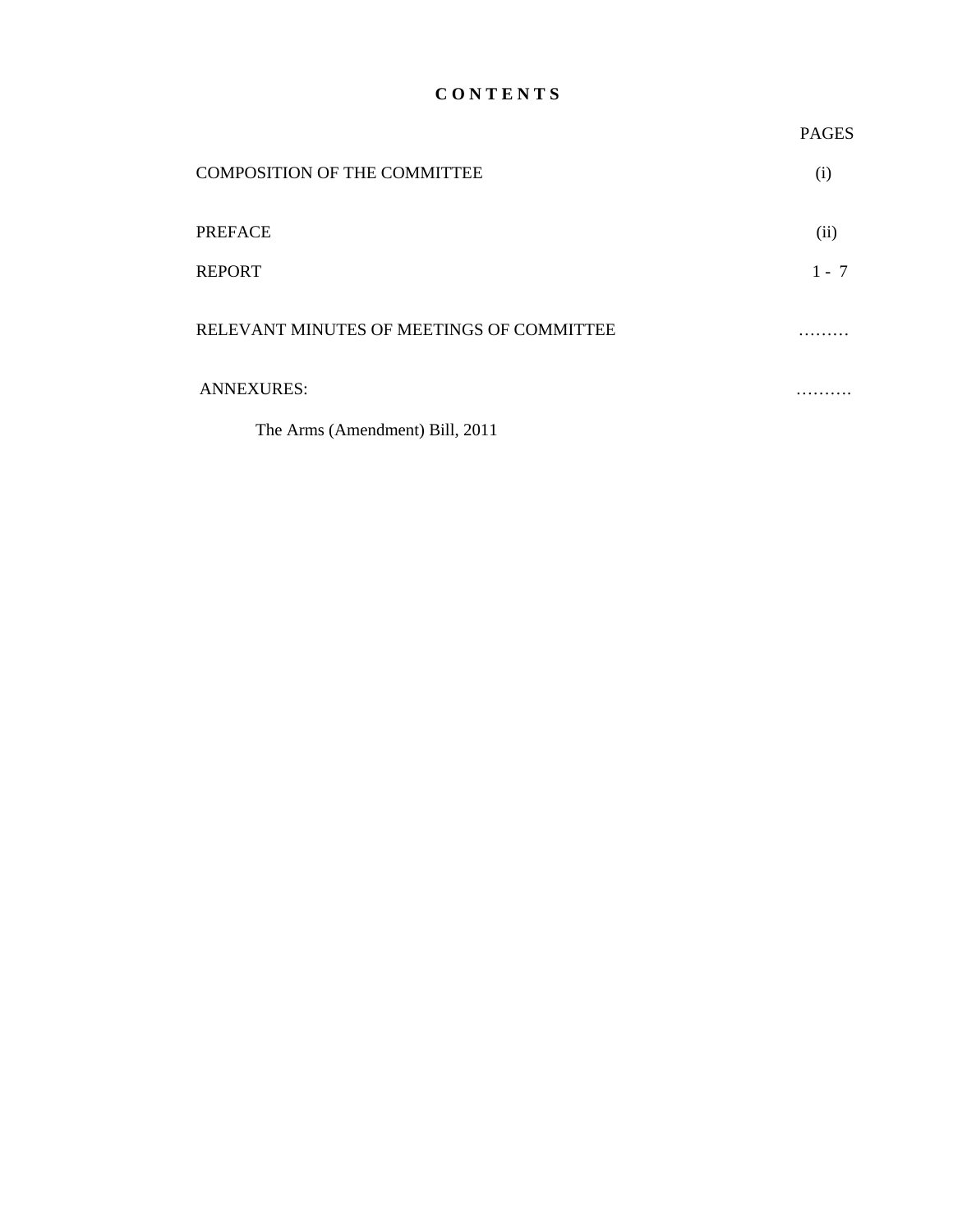# C O N T E N T S

| | PAGES |
|---|---|
| COMPOSITION OF THE COMMITTEE | (i) |
| PREFACE | (ii) |
| REPORT | 1 - 7 |
| RELEVANT MINUTES OF MEETINGS OF COMMITTEE | ……… |
| ANNEXURES: | ………. |
| The Arms (Amendment) Bill, 2011 | |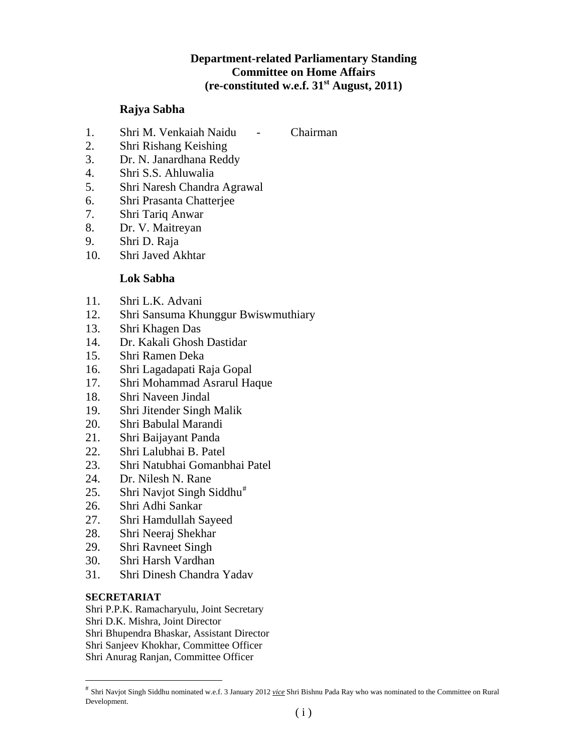**Department-related Parliamentary Standing Committee on Home Affairs (re-constituted w.e.f. 31st August, 2011)**

**Rajya Sabha**

1. Shri M. Venkaiah Naidu - Chairman
2. Shri Rishang Keishing
3. Dr. N. Janardhana Reddy
4. Shri S.S. Ahluwalia
5. Shri Naresh Chandra Agrawal
6. Shri Prasanta Chatterjee
7. Shri Tariq Anwar
8. Dr. V. Maitreyan
9. Shri D. Raja
10. Shri Javed Akhtar

**Lok Sabha**

11. Shri L.K. Advani
12. Shri Sansuma Khunggur Bwiswmuthiary
13. Shri Khagen Das
14. Dr. Kakali Ghosh Dastidar
15. Shri Ramen Deka
16. Shri Lagadapati Raja Gopal
17. Shri Mohammad Asrarul Haque
18. Shri Naveen Jindal
19. Shri Jitender Singh Malik
20. Shri Babulal Marandi
21. Shri Baijayant Panda
22. Shri Lalubhai B. Patel
23. Shri Natubhai Gomanbhai Patel
24. Dr. Nilesh N. Rane
25. Shri Navjot Singh Siddhu#
26. Shri Adhi Sankar
27. Shri Hamdullah Sayeed
28. Shri Neeraj Shekhar
29. Shri Ravneet Singh
30. Shri Harsh Vardhan
31. Shri Dinesh Chandra Yadav

**SECRETARIAT**

Shri P.P.K. Ramacharyulu, Joint Secretary
Shri D.K. Mishra, Joint Director
Shri Bhupendra Bhaskar, Assistant Director
Shri Sanjeev Khokhar, Committee Officer
Shri Anurag Ranjan, Committee Officer

# Shri Navjot Singh Siddhu nominated w.e.f. 3 January 2012 ***vice*** Shri Bishnu Pada Ray who was nominated to the Committee on Rural Development.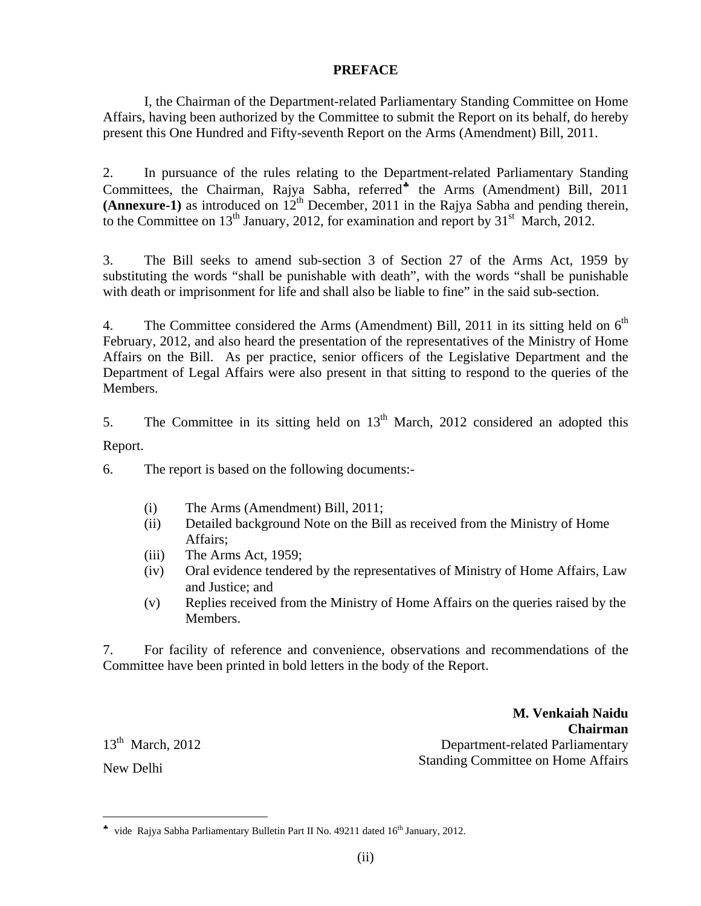# PREFACE

I, the Chairman of the Department-related Parliamentary Standing Committee on Home Affairs, having been authorized by the Committee to submit the Report on its behalf, do hereby present this One Hundred and Fifty-seventh Report on the Arms (Amendment) Bill, 2011.

2. In pursuance of the rules relating to the Department-related Parliamentary Standing Committees, the Chairman, Rajya Sabha, referred[♣] the Arms (Amendment) Bill, 2011 **(Annexure-1)** as introduced on 12th December, 2011 in the Rajya Sabha and pending therein, to the Committee on 13th January, 2012, for examination and report by 31st March, 2012.

3. The Bill seeks to amend sub-section 3 of Section 27 of the Arms Act, 1959 by substituting the words "shall be punishable with death", with the words "shall be punishable with death or imprisonment for life and shall also be liable to fine" in the said sub-section.

4. The Committee considered the Arms (Amendment) Bill, 2011 in its sitting held on 6th February, 2012, and also heard the presentation of the representatives of the Ministry of Home Affairs on the Bill. As per practice, senior officers of the Legislative Department and the Department of Legal Affairs were also present in that sitting to respond to the queries of the Members.

5. The Committee in its sitting held on 13th March, 2012 considered an adopted this Report.

6. The report is based on the following documents:-

(i) The Arms (Amendment) Bill, 2011;
(ii) Detailed background Note on the Bill as received from the Ministry of Home Affairs;
(iii) The Arms Act, 1959;
(iv) Oral evidence tendered by the representatives of Ministry of Home Affairs, Law and Justice; and
(v) Replies received from the Ministry of Home Affairs on the queries raised by the Members.

7. For facility of reference and convenience, observations and recommendations of the Committee have been printed in bold letters in the body of the Report.

13th March, 2012
New Delhi

**M. Venkaiah Naidu**
**Chairman**
Department-related Parliamentary
Standing Committee on Home Affairs

---

[♣] vide Rajya Sabha Parliamentary Bulletin Part II No. 49211 dated 16th January, 2012.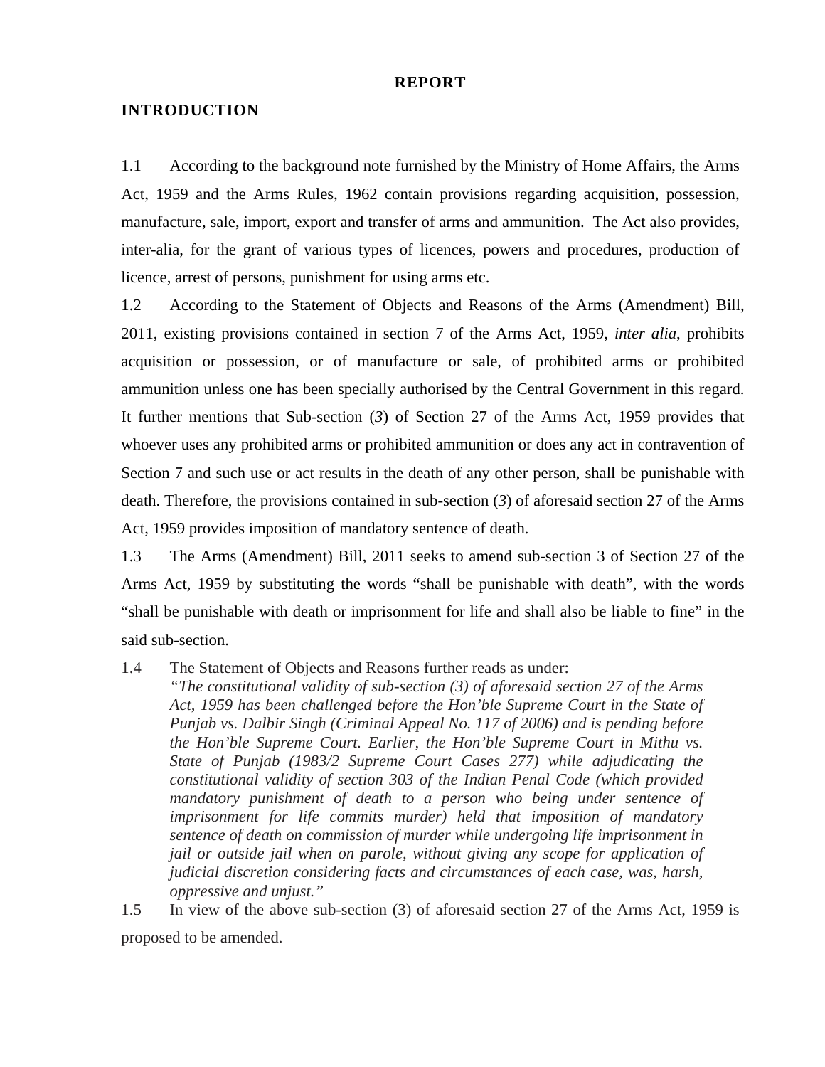# REPORT

## INTRODUCTION

1.1 According to the background note furnished by the Ministry of Home Affairs, the Arms Act, 1959 and the Arms Rules, 1962 contain provisions regarding acquisition, possession, manufacture, sale, import, export and transfer of arms and ammunition. The Act also provides, inter-alia, for the grant of various types of licences, powers and procedures, production of licence, arrest of persons, punishment for using arms etc.

1.2 According to the Statement of Objects and Reasons of the Arms (Amendment) Bill, 2011, existing provisions contained in section 7 of the Arms Act, 1959, *inter alia*, prohibits acquisition or possession, or of manufacture or sale, of prohibited arms or prohibited ammunition unless one has been specially authorised by the Central Government in this regard. It further mentions that Sub-section (*3*) of Section 27 of the Arms Act, 1959 provides that whoever uses any prohibited arms or prohibited ammunition or does any act in contravention of Section 7 and such use or act results in the death of any other person, shall be punishable with death. Therefore, the provisions contained in sub-section (*3*) of aforesaid section 27 of the Arms Act, 1959 provides imposition of mandatory sentence of death.

1.3 The Arms (Amendment) Bill, 2011 seeks to amend sub-section 3 of Section 27 of the Arms Act, 1959 by substituting the words "shall be punishable with death", with the words "shall be punishable with death or imprisonment for life and shall also be liable to fine" in the said sub-section.

1.4 The Statement of Objects and Reasons further reads as under:

> *"The constitutional validity of sub-section (3) of aforesaid section 27 of the Arms Act, 1959 has been challenged before the Hon'ble Supreme Court in the State of Punjab vs. Dalbir Singh (Criminal Appeal No. 117 of 2006) and is pending before the Hon'ble Supreme Court. Earlier, the Hon'ble Supreme Court in Mithu vs. State of Punjab (1983/2 Supreme Court Cases 277) while adjudicating the constitutional validity of section 303 of the Indian Penal Code (which provided mandatory punishment of death to a person who being under sentence of imprisonment for life commits murder) held that imposition of mandatory sentence of death on commission of murder while undergoing life imprisonment in jail or outside jail when on parole, without giving any scope for application of judicial discretion considering facts and circumstances of each case, was, harsh, oppressive and unjust."*

1.5 In view of the above sub-section (3) of aforesaid section 27 of the Arms Act, 1959 is proposed to be amended.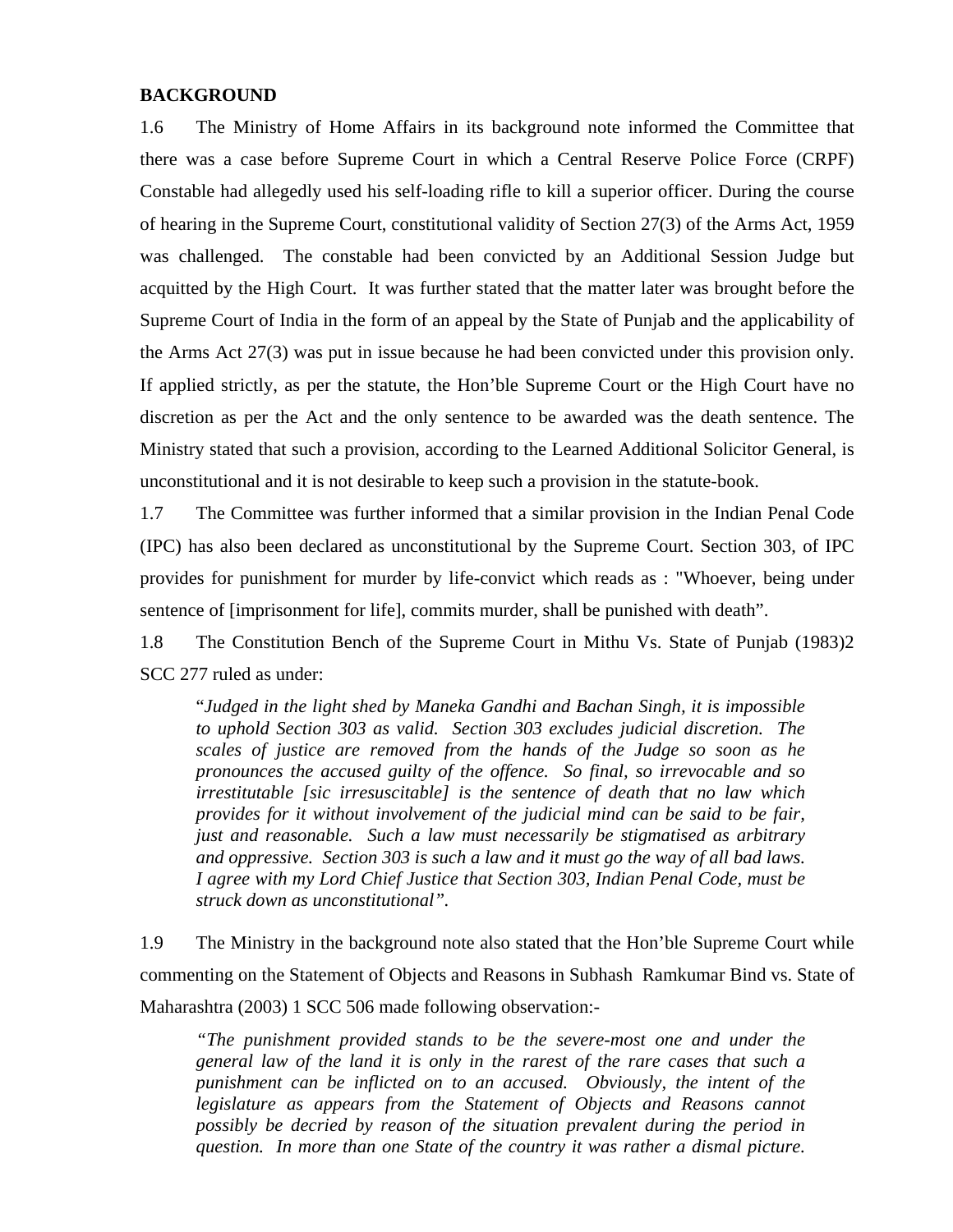**BACKGROUND**

1.6 The Ministry of Home Affairs in its background note informed the Committee that there was a case before Supreme Court in which a Central Reserve Police Force (CRPF) Constable had allegedly used his self-loading rifle to kill a superior officer. During the course of hearing in the Supreme Court, constitutional validity of Section 27(3) of the Arms Act, 1959 was challenged. The constable had been convicted by an Additional Session Judge but acquitted by the High Court. It was further stated that the matter later was brought before the Supreme Court of India in the form of an appeal by the State of Punjab and the applicability of the Arms Act 27(3) was put in issue because he had been convicted under this provision only. If applied strictly, as per the statute, the Hon'ble Supreme Court or the High Court have no discretion as per the Act and the only sentence to be awarded was the death sentence. The Ministry stated that such a provision, according to the Learned Additional Solicitor General, is unconstitutional and it is not desirable to keep such a provision in the statute-book.

1.7 The Committee was further informed that a similar provision in the Indian Penal Code (IPC) has also been declared as unconstitutional by the Supreme Court. Section 303, of IPC provides for punishment for murder by life-convict which reads as : "Whoever, being under sentence of [imprisonment for life], commits murder, shall be punished with death".

1.8 The Constitution Bench of the Supreme Court in Mithu Vs. State of Punjab (1983)2 SCC 277 ruled as under:

> "*Judged in the light shed by Maneka Gandhi and Bachan Singh, it is impossible to uphold Section 303 as valid. Section 303 excludes judicial discretion. The scales of justice are removed from the hands of the Judge so soon as he pronounces the accused guilty of the offence. So final, so irrevocable and so irrestitutable [sic irresuscitable] is the sentence of death that no law which provides for it without involvement of the judicial mind can be said to be fair, just and reasonable. Such a law must necessarily be stigmatised as arbitrary and oppressive. Section 303 is such a law and it must go the way of all bad laws. I agree with my Lord Chief Justice that Section 303, Indian Penal Code, must be struck down as unconstitutional".*

1.9 The Ministry in the background note also stated that the Hon'ble Supreme Court while commenting on the Statement of Objects and Reasons in Subhash Ramkumar Bind vs. State of Maharashtra (2003) 1 SCC 506 made following observation:-

> *"The punishment provided stands to be the severe-most one and under the general law of the land it is only in the rarest of the rare cases that such a punishment can be inflicted on to an accused. Obviously, the intent of the legislature as appears from the Statement of Objects and Reasons cannot possibly be decried by reason of the situation prevalent during the period in question. In more than one State of the country it was rather a dismal picture.*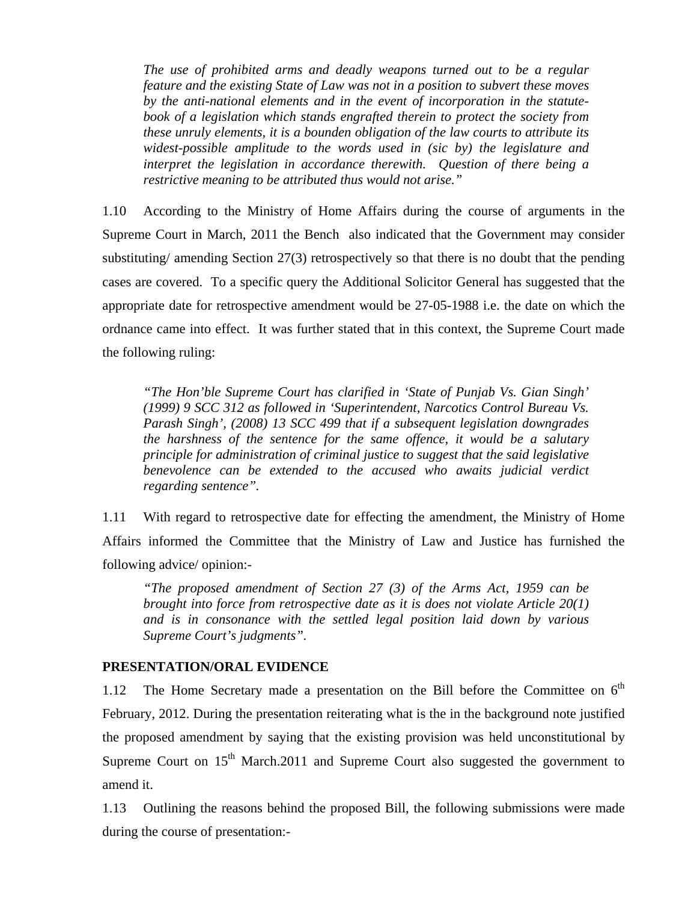*The use of prohibited arms and deadly weapons turned out to be a regular feature and the existing State of Law was not in a position to subvert these moves by the anti-national elements and in the event of incorporation in the statute-book of a legislation which stands engrafted therein to protect the society from these unruly elements, it is a bounden obligation of the law courts to attribute its widest-possible amplitude to the words used in (sic by) the legislature and interpret the legislation in accordance therewith. Question of there being a restrictive meaning to be attributed thus would not arise."*

1.10 According to the Ministry of Home Affairs during the course of arguments in the Supreme Court in March, 2011 the Bench also indicated that the Government may consider substituting/ amending Section 27(3) retrospectively so that there is no doubt that the pending cases are covered. To a specific query the Additional Solicitor General has suggested that the appropriate date for retrospective amendment would be 27-05-1988 i.e. the date on which the ordnance came into effect. It was further stated that in this context, the Supreme Court made the following ruling:

*"The Hon'ble Supreme Court has clarified in 'State of Punjab Vs. Gian Singh' (1999) 9 SCC 312 as followed in 'Superintendent, Narcotics Control Bureau Vs. Parash Singh', (2008) 13 SCC 499 that if a subsequent legislation downgrades the harshness of the sentence for the same offence, it would be a salutary principle for administration of criminal justice to suggest that the said legislative benevolence can be extended to the accused who awaits judicial verdict regarding sentence".*

1.11 With regard to retrospective date for effecting the amendment, the Ministry of Home Affairs informed the Committee that the Ministry of Law and Justice has furnished the following advice/ opinion:-

*"The proposed amendment of Section 27 (3) of the Arms Act, 1959 can be brought into force from retrospective date as it is does not violate Article 20(1) and is in consonance with the settled legal position laid down by various Supreme Court's judgments".*

**PRESENTATION/ORAL EVIDENCE**

1.12 The Home Secretary made a presentation on the Bill before the Committee on 6th February, 2012. During the presentation reiterating what is the in the background note justified the proposed amendment by saying that the existing provision was held unconstitutional by Supreme Court on 15th March.2011 and Supreme Court also suggested the government to amend it.

1.13 Outlining the reasons behind the proposed Bill, the following submissions were made during the course of presentation:-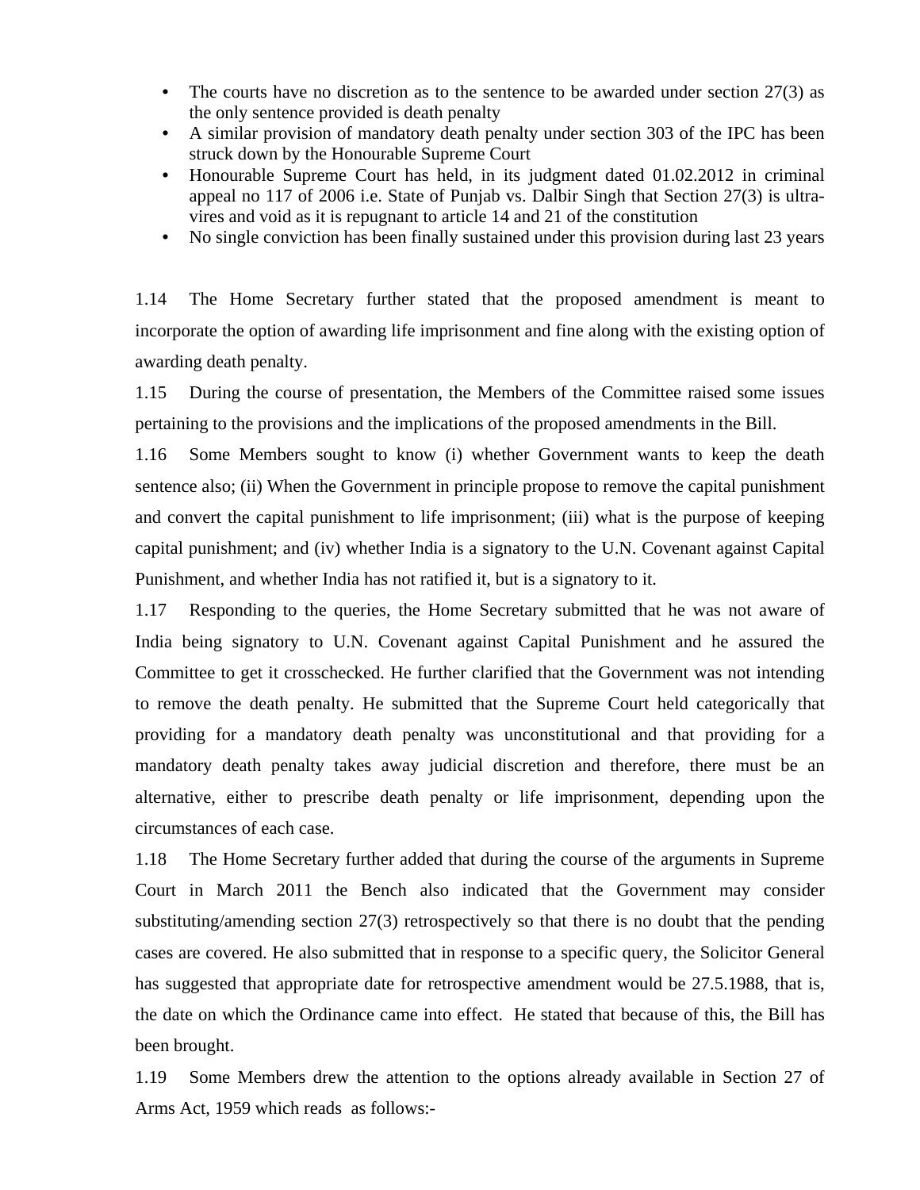- The courts have no discretion as to the sentence to be awarded under section 27(3) as the only sentence provided is death penalty
- A similar provision of mandatory death penalty under section 303 of the IPC has been struck down by the Honourable Supreme Court
- Honourable Supreme Court has held, in its judgment dated 01.02.2012 in criminal appeal no 117 of 2006 i.e. State of Punjab vs. Dalbir Singh that Section 27(3) is ultra-vires and void as it is repugnant to article 14 and 21 of the constitution
- No single conviction has been finally sustained under this provision during last 23 years

1.14 The Home Secretary further stated that the proposed amendment is meant to incorporate the option of awarding life imprisonment and fine along with the existing option of awarding death penalty.

1.15 During the course of presentation, the Members of the Committee raised some issues pertaining to the provisions and the implications of the proposed amendments in the Bill.

1.16 Some Members sought to know (i) whether Government wants to keep the death sentence also; (ii) When the Government in principle propose to remove the capital punishment and convert the capital punishment to life imprisonment; (iii) what is the purpose of keeping capital punishment; and (iv) whether India is a signatory to the U.N. Covenant against Capital Punishment, and whether India has not ratified it, but is a signatory to it.

1.17 Responding to the queries, the Home Secretary submitted that he was not aware of India being signatory to U.N. Covenant against Capital Punishment and he assured the Committee to get it crosschecked. He further clarified that the Government was not intending to remove the death penalty. He submitted that the Supreme Court held categorically that providing for a mandatory death penalty was unconstitutional and that providing for a mandatory death penalty takes away judicial discretion and therefore, there must be an alternative, either to prescribe death penalty or life imprisonment, depending upon the circumstances of each case.

1.18 The Home Secretary further added that during the course of the arguments in Supreme Court in March 2011 the Bench also indicated that the Government may consider substituting/amending section 27(3) retrospectively so that there is no doubt that the pending cases are covered. He also submitted that in response to a specific query, the Solicitor General has suggested that appropriate date for retrospective amendment would be 27.5.1988, that is, the date on which the Ordinance came into effect. He stated that because of this, the Bill has been brought.

1.19 Some Members drew the attention to the options already available in Section 27 of Arms Act, 1959 which reads as follows:-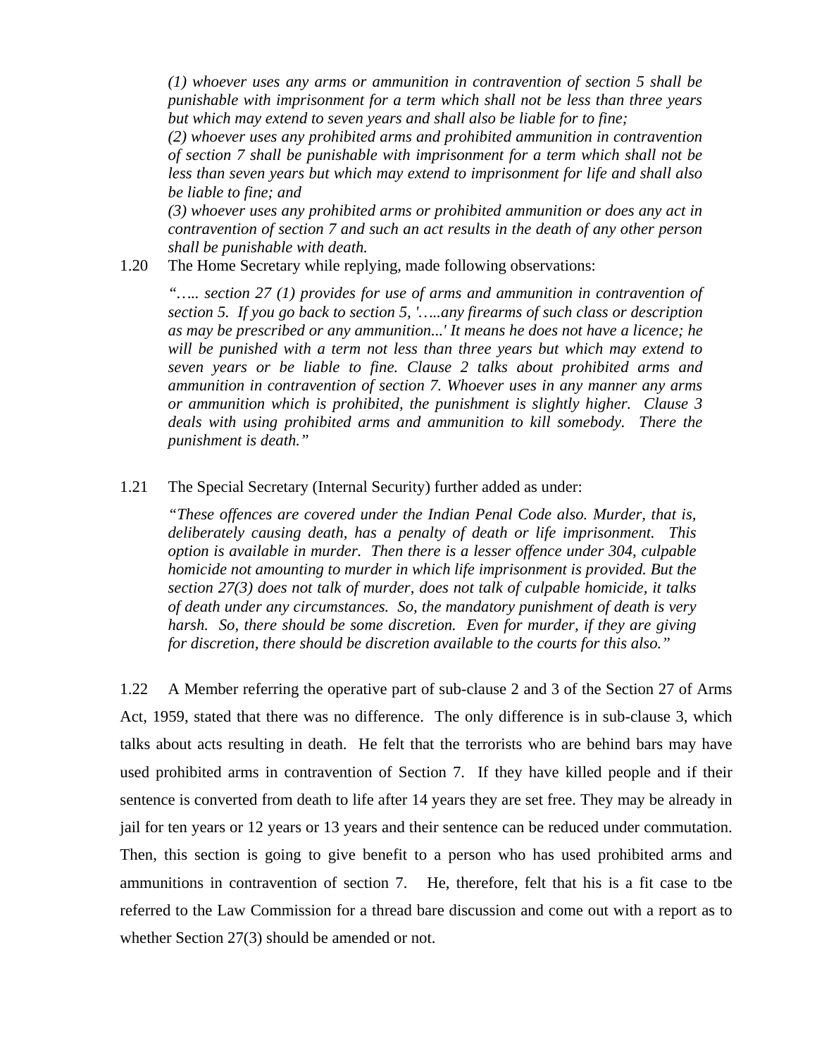*(1) whoever uses any arms or ammunition in contravention of section 5 shall be punishable with imprisonment for a term which shall not be less than three years but which may extend to seven years and shall also be liable for to fine;*

*(2) whoever uses any prohibited arms and prohibited ammunition in contravention of section 7 shall be punishable with imprisonment for a term which shall not be less than seven years but which may extend to imprisonment for life and shall also be liable to fine; and*

*(3) whoever uses any prohibited arms or prohibited ammunition or does any act in contravention of section 7 and such an act results in the death of any other person shall be punishable with death.*

1.20 The Home Secretary while replying, made following observations:

> *"….. section 27 (1) provides for use of arms and ammunition in contravention of section 5. If you go back to section 5, '…..any firearms of such class or description as may be prescribed or any ammunition...' It means he does not have a licence; he will be punished with a term not less than three years but which may extend to seven years or be liable to fine. Clause 2 talks about prohibited arms and ammunition in contravention of section 7. Whoever uses in any manner any arms or ammunition which is prohibited, the punishment is slightly higher. Clause 3 deals with using prohibited arms and ammunition to kill somebody. There the punishment is death."*

1.21 The Special Secretary (Internal Security) further added as under:

> *"These offences are covered under the Indian Penal Code also. Murder, that is, deliberately causing death, has a penalty of death or life imprisonment. This option is available in murder. Then there is a lesser offence under 304, culpable homicide not amounting to murder in which life imprisonment is provided. But the section 27(3) does not talk of murder, does not talk of culpable homicide, it talks of death under any circumstances. So, the mandatory punishment of death is very harsh. So, there should be some discretion. Even for murder, if they are giving for discretion, there should be discretion available to the courts for this also."*

1.22 A Member referring the operative part of sub-clause 2 and 3 of the Section 27 of Arms Act, 1959, stated that there was no difference. The only difference is in sub-clause 3, which talks about acts resulting in death. He felt that the terrorists who are behind bars may have used prohibited arms in contravention of Section 7. If they have killed people and if their sentence is converted from death to life after 14 years they are set free. They may be already in jail for ten years or 12 years or 13 years and their sentence can be reduced under commutation. Then, this section is going to give benefit to a person who has used prohibited arms and ammunitions in contravention of section 7. He, therefore, felt that his is a fit case to tbe referred to the Law Commission for a thread bare discussion and come out with a report as to whether Section 27(3) should be amended or not.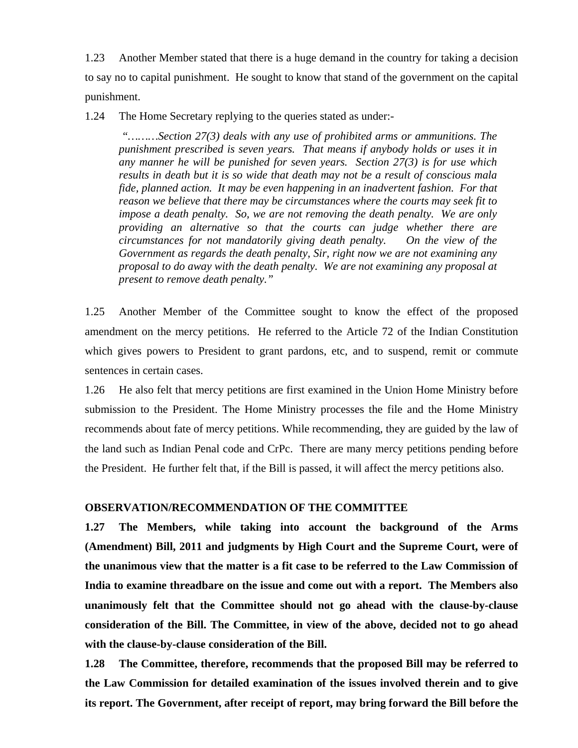1.23 Another Member stated that there is a huge demand in the country for taking a decision to say no to capital punishment. He sought to know that stand of the government on the capital punishment.

1.24 The Home Secretary replying to the queries stated as under:-

> *"………Section 27(3) deals with any use of prohibited arms or ammunitions. The punishment prescribed is seven years. That means if anybody holds or uses it in any manner he will be punished for seven years. Section 27(3) is for use which results in death but it is so wide that death may not be a result of conscious mala fide, planned action. It may be even happening in an inadvertent fashion. For that reason we believe that there may be circumstances where the courts may seek fit to impose a death penalty. So, we are not removing the death penalty. We are only providing an alternative so that the courts can judge whether there are circumstances for not mandatorily giving death penalty. On the view of the Government as regards the death penalty, Sir, right now we are not examining any proposal to do away with the death penalty. We are not examining any proposal at present to remove death penalty."*

1.25 Another Member of the Committee sought to know the effect of the proposed amendment on the mercy petitions. He referred to the Article 72 of the Indian Constitution which gives powers to President to grant pardons, etc, and to suspend, remit or commute sentences in certain cases.

1.26 He also felt that mercy petitions are first examined in the Union Home Ministry before submission to the President. The Home Ministry processes the file and the Home Ministry recommends about fate of mercy petitions. While recommending, they are guided by the law of the land such as Indian Penal code and CrPc. There are many mercy petitions pending before the President. He further felt that, if the Bill is passed, it will affect the mercy petitions also.

**OBSERVATION/RECOMMENDATION OF THE COMMITTEE**

**1.27 The Members, while taking into account the background of the Arms (Amendment) Bill, 2011 and judgments by High Court and the Supreme Court, were of the unanimous view that the matter is a fit case to be referred to the Law Commission of India to examine threadbare on the issue and come out with a report. The Members also unanimously felt that the Committee should not go ahead with the clause-by-clause consideration of the Bill. The Committee, in view of the above, decided not to go ahead with the clause-by-clause consideration of the Bill.**

**1.28 The Committee, therefore, recommends that the proposed Bill may be referred to the Law Commission for detailed examination of the issues involved therein and to give its report. The Government, after receipt of report, may bring forward the Bill before the**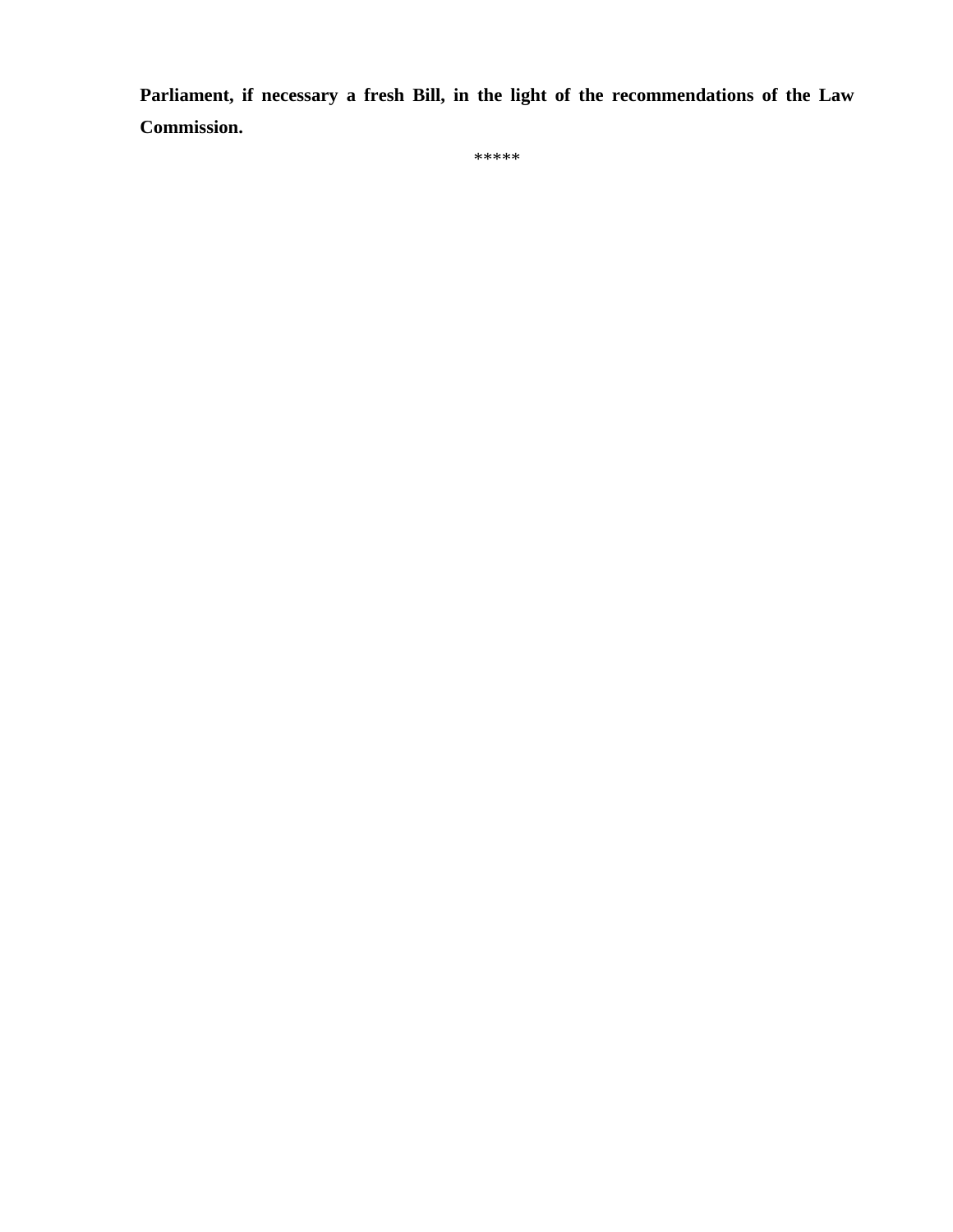**Parliament, if necessary a fresh Bill, in the light of the recommendations of the Law Commission.**

*****